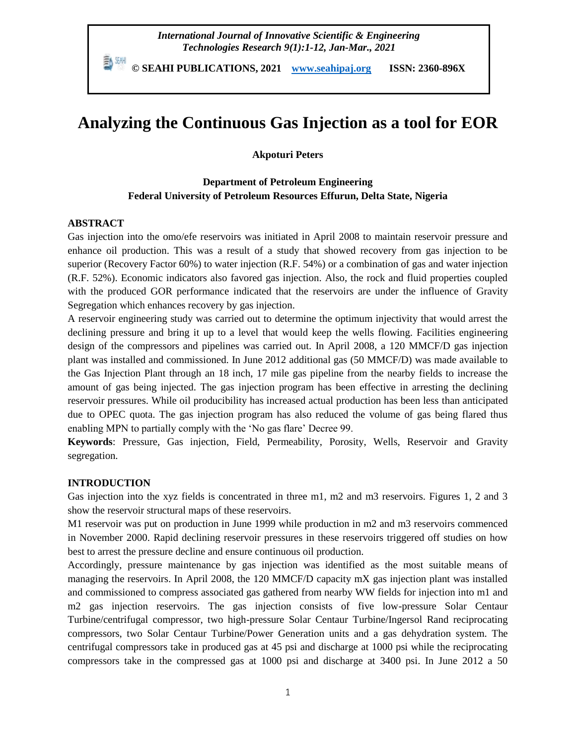# Analyzing the Continuous Gas Injection as a tool for EOR

**Akpoturi Peters**

**Department of Petroleum Engineering**
**Federal University of Petroleum Resources Effurun, Delta State, Nigeria**

## ABSTRACT

Gas injection into the omo/efe reservoirs was initiated in April 2008 to maintain reservoir pressure and enhance oil production. This was a result of a study that showed recovery from gas injection to be superior (Recovery Factor 60%) to water injection (R.F. 54%) or a combination of gas and water injection (R.F. 52%). Economic indicators also favored gas injection. Also, the rock and fluid properties coupled with the produced GOR performance indicated that the reservoirs are under the influence of Gravity Segregation which enhances recovery by gas injection.

A reservoir engineering study was carried out to determine the optimum injectivity that would arrest the declining pressure and bring it up to a level that would keep the wells flowing. Facilities engineering design of the compressors and pipelines was carried out. In April 2008, a 120 MMCF/D gas injection plant was installed and commissioned. In June 2012 additional gas (50 MMCF/D) was made available to the Gas Injection Plant through an 18 inch, 17 mile gas pipeline from the nearby fields to increase the amount of gas being injected. The gas injection program has been effective in arresting the declining reservoir pressures. While oil producibility has increased actual production has been less than anticipated due to OPEC quota. The gas injection program has also reduced the volume of gas being flared thus enabling MPN to partially comply with the 'No gas flare' Decree 99.

**Keywords**: Pressure, Gas injection, Field, Permeability, Porosity, Wells, Reservoir and Gravity segregation.

## INTRODUCTION

Gas injection into the xyz fields is concentrated in three m1, m2 and m3 reservoirs. Figures 1, 2 and 3 show the reservoir structural maps of these reservoirs.

M1 reservoir was put on production in June 1999 while production in m2 and m3 reservoirs commenced in November 2000. Rapid declining reservoir pressures in these reservoirs triggered off studies on how best to arrest the pressure decline and ensure continuous oil production.

Accordingly, pressure maintenance by gas injection was identified as the most suitable means of managing the reservoirs. In April 2008, the 120 MMCF/D capacity mX gas injection plant was installed and commissioned to compress associated gas gathered from nearby WW fields for injection into m1 and m2 gas injection reservoirs. The gas injection consists of five low-pressure Solar Centaur Turbine/centrifugal compressor, two high-pressure Solar Centaur Turbine/Ingersol Rand reciprocating compressors, two Solar Centaur Turbine/Power Generation units and a gas dehydration system. The centrifugal compressors take in produced gas at 45 psi and discharge at 1000 psi while the reciprocating compressors take in the compressed gas at 1000 psi and discharge at 3400 psi. In June 2012 a 50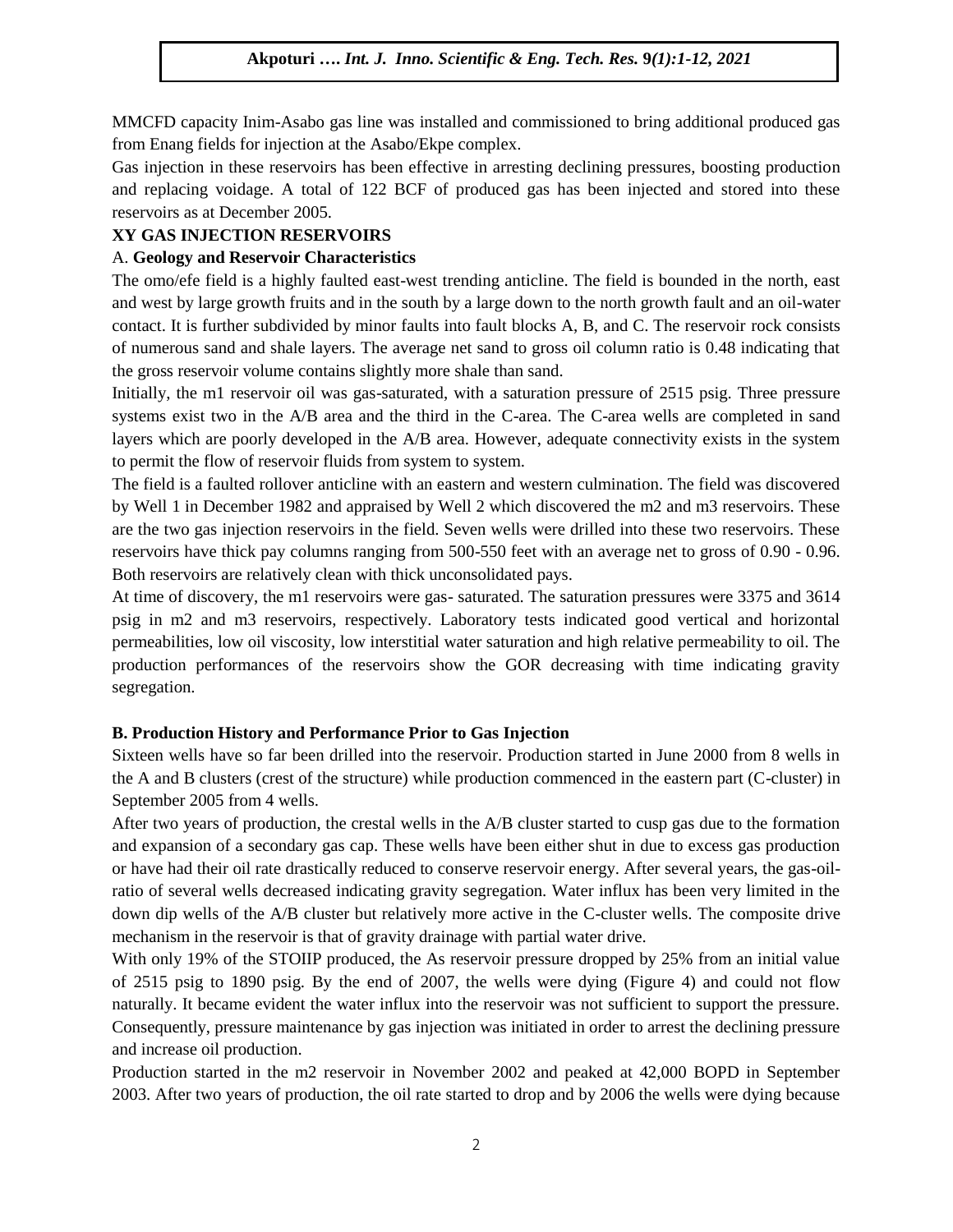MMCFD capacity Inim-Asabo gas line was installed and commissioned to bring additional produced gas from Enang fields for injection at the Asabo/Ekpe complex.

Gas injection in these reservoirs has been effective in arresting declining pressures, boosting production and replacing voidage. A total of 122 BCF of produced gas has been injected and stored into these reservoirs as at December 2005.

## XY GAS INJECTION RESERVOIRS

### A. Geology and Reservoir Characteristics

The omo/efe field is a highly faulted east-west trending anticline. The field is bounded in the north, east and west by large growth fruits and in the south by a large down to the north growth fault and an oil-water contact. It is further subdivided by minor faults into fault blocks A, B, and C. The reservoir rock consists of numerous sand and shale layers. The average net sand to gross oil column ratio is 0.48 indicating that the gross reservoir volume contains slightly more shale than sand.

Initially, the m1 reservoir oil was gas-saturated, with a saturation pressure of 2515 psig. Three pressure systems exist two in the A/B area and the third in the C-area. The C-area wells are completed in sand layers which are poorly developed in the A/B area. However, adequate connectivity exists in the system to permit the flow of reservoir fluids from system to system.

The field is a faulted rollover anticline with an eastern and western culmination. The field was discovered by Well 1 in December 1982 and appraised by Well 2 which discovered the m2 and m3 reservoirs. These are the two gas injection reservoirs in the field. Seven wells were drilled into these two reservoirs. These reservoirs have thick pay columns ranging from 500-550 feet with an average net to gross of 0.90 - 0.96. Both reservoirs are relatively clean with thick unconsolidated pays.

At time of discovery, the m1 reservoirs were gas- saturated. The saturation pressures were 3375 and 3614 psig in m2 and m3 reservoirs, respectively. Laboratory tests indicated good vertical and horizontal permeabilities, low oil viscosity, low interstitial water saturation and high relative permeability to oil. The production performances of the reservoirs show the GOR decreasing with time indicating gravity segregation.

### B. Production History and Performance Prior to Gas Injection

Sixteen wells have so far been drilled into the reservoir. Production started in June 2000 from 8 wells in the A and B clusters (crest of the structure) while production commenced in the eastern part (C-cluster) in September 2005 from 4 wells.

After two years of production, the crestal wells in the A/B cluster started to cusp gas due to the formation and expansion of a secondary gas cap. These wells have been either shut in due to excess gas production or have had their oil rate drastically reduced to conserve reservoir energy. After several years, the gas-oil-ratio of several wells decreased indicating gravity segregation. Water influx has been very limited in the down dip wells of the A/B cluster but relatively more active in the C-cluster wells. The composite drive mechanism in the reservoir is that of gravity drainage with partial water drive.

With only 19% of the STOIIP produced, the As reservoir pressure dropped by 25% from an initial value of 2515 psig to 1890 psig. By the end of 2007, the wells were dying (Figure 4) and could not flow naturally. It became evident the water influx into the reservoir was not sufficient to support the pressure. Consequently, pressure maintenance by gas injection was initiated in order to arrest the declining pressure and increase oil production.

Production started in the m2 reservoir in November 2002 and peaked at 42,000 BOPD in September 2003. After two years of production, the oil rate started to drop and by 2006 the wells were dying because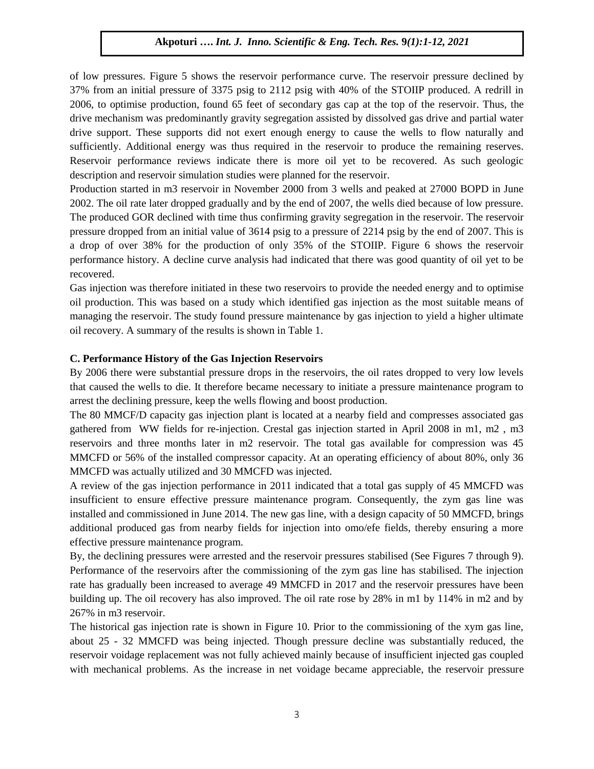of low pressures. Figure 5 shows the reservoir performance curve. The reservoir pressure declined by 37% from an initial pressure of 3375 psig to 2112 psig with 40% of the STOIIP produced. A redrill in 2006, to optimise production, found 65 feet of secondary gas cap at the top of the reservoir. Thus, the drive mechanism was predominantly gravity segregation assisted by dissolved gas drive and partial water drive support. These supports did not exert enough energy to cause the wells to flow naturally and sufficiently. Additional energy was thus required in the reservoir to produce the remaining reserves. Reservoir performance reviews indicate there is more oil yet to be recovered. As such geologic description and reservoir simulation studies were planned for the reservoir.

Production started in m3 reservoir in November 2000 from 3 wells and peaked at 27000 BOPD in June 2002. The oil rate later dropped gradually and by the end of 2007, the wells died because of low pressure. The produced GOR declined with time thus confirming gravity segregation in the reservoir. The reservoir pressure dropped from an initial value of 3614 psig to a pressure of 2214 psig by the end of 2007. This is a drop of over 38% for the production of only 35% of the STOIIP. Figure 6 shows the reservoir performance history. A decline curve analysis had indicated that there was good quantity of oil yet to be recovered.

Gas injection was therefore initiated in these two reservoirs to provide the needed energy and to optimise oil production. This was based on a study which identified gas injection as the most suitable means of managing the reservoir. The study found pressure maintenance by gas injection to yield a higher ultimate oil recovery. A summary of the results is shown in Table 1.

### C. Performance History of the Gas Injection Reservoirs

By 2006 there were substantial pressure drops in the reservoirs, the oil rates dropped to very low levels that caused the wells to die. It therefore became necessary to initiate a pressure maintenance program to arrest the declining pressure, keep the wells flowing and boost production.

The 80 MMCF/D capacity gas injection plant is located at a nearby field and compresses associated gas gathered from WW fields for re-injection. Crestal gas injection started in April 2008 in m1, m2 , m3 reservoirs and three months later in m2 reservoir. The total gas available for compression was 45 MMCFD or 56% of the installed compressor capacity. At an operating efficiency of about 80%, only 36 MMCFD was actually utilized and 30 MMCFD was injected.

A review of the gas injection performance in 2011 indicated that a total gas supply of 45 MMCFD was insufficient to ensure effective pressure maintenance program. Consequently, the zym gas line was installed and commissioned in June 2014. The new gas line, with a design capacity of 50 MMCFD, brings additional produced gas from nearby fields for injection into omo/efe fields, thereby ensuring a more effective pressure maintenance program.

By, the declining pressures were arrested and the reservoir pressures stabilised (See Figures 7 through 9). Performance of the reservoirs after the commissioning of the zym gas line has stabilised. The injection rate has gradually been increased to average 49 MMCFD in 2017 and the reservoir pressures have been building up. The oil recovery has also improved. The oil rate rose by 28% in m1 by 114% in m2 and by 267% in m3 reservoir.

The historical gas injection rate is shown in Figure 10. Prior to the commissioning of the xym gas line, about 25 - 32 MMCFD was being injected. Though pressure decline was substantially reduced, the reservoir voidage replacement was not fully achieved mainly because of insufficient injected gas coupled with mechanical problems. As the increase in net voidage became appreciable, the reservoir pressure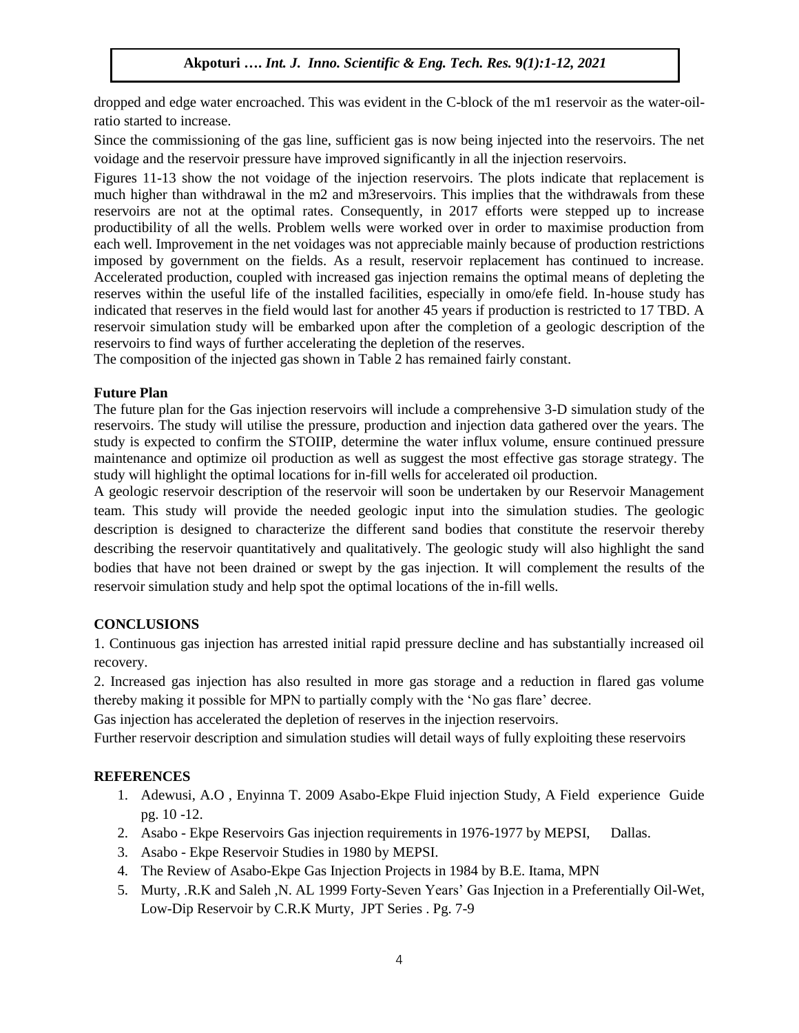dropped and edge water encroached. This was evident in the C-block of the m1 reservoir as the water-oil-ratio started to increase.

Since the commissioning of the gas line, sufficient gas is now being injected into the reservoirs. The net voidage and the reservoir pressure have improved significantly in all the injection reservoirs.

Figures 11-13 show the not voidage of the injection reservoirs. The plots indicate that replacement is much higher than withdrawal in the m2 and m3reservoirs. This implies that the withdrawals from these reservoirs are not at the optimal rates. Consequently, in 2017 efforts were stepped up to increase productibility of all the wells. Problem wells were worked over in order to maximise production from each well. Improvement in the net voidages was not appreciable mainly because of production restrictions imposed by government on the fields. As a result, reservoir replacement has continued to increase. Accelerated production, coupled with increased gas injection remains the optimal means of depleting the reserves within the useful life of the installed facilities, especially in omo/efe field. In-house study has indicated that reserves in the field would last for another 45 years if production is restricted to 17 TBD. A reservoir simulation study will be embarked upon after the completion of a geologic description of the reservoirs to find ways of further accelerating the depletion of the reserves.

The composition of the injected gas shown in Table 2 has remained fairly constant.

## Future Plan

The future plan for the Gas injection reservoirs will include a comprehensive 3-D simulation study of the reservoirs. The study will utilise the pressure, production and injection data gathered over the years. The study is expected to confirm the STOIIP, determine the water influx volume, ensure continued pressure maintenance and optimize oil production as well as suggest the most effective gas storage strategy. The study will highlight the optimal locations for in-fill wells for accelerated oil production.

A geologic reservoir description of the reservoir will soon be undertaken by our Reservoir Management team. This study will provide the needed geologic input into the simulation studies. The geologic description is designed to characterize the different sand bodies that constitute the reservoir thereby describing the reservoir quantitatively and qualitatively. The geologic study will also highlight the sand bodies that have not been drained or swept by the gas injection. It will complement the results of the reservoir simulation study and help spot the optimal locations of the in-fill wells.

## CONCLUSIONS

1. Continuous gas injection has arrested initial rapid pressure decline and has substantially increased oil recovery.

2. Increased gas injection has also resulted in more gas storage and a reduction in flared gas volume thereby making it possible for MPN to partially comply with the 'No gas flare' decree.

Gas injection has accelerated the depletion of reserves in the injection reservoirs.

Further reservoir description and simulation studies will detail ways of fully exploiting these reservoirs

## REFERENCES

1. Adewusi, A.O , Enyinna T. 2009 Asabo-Ekpe Fluid injection Study, A Field experience Guide pg. 10 -12.
2. Asabo - Ekpe Reservoirs Gas injection requirements in 1976-1977 by MEPSI, Dallas.
3. Asabo - Ekpe Reservoir Studies in 1980 by MEPSI.
4. The Review of Asabo-Ekpe Gas Injection Projects in 1984 by B.E. Itama, MPN
5. Murty, .R.K and Saleh ,N. AL 1999 Forty-Seven Years' Gas Injection in a Preferentially Oil-Wet, Low-Dip Reservoir by C.R.K Murty, JPT Series . Pg. 7-9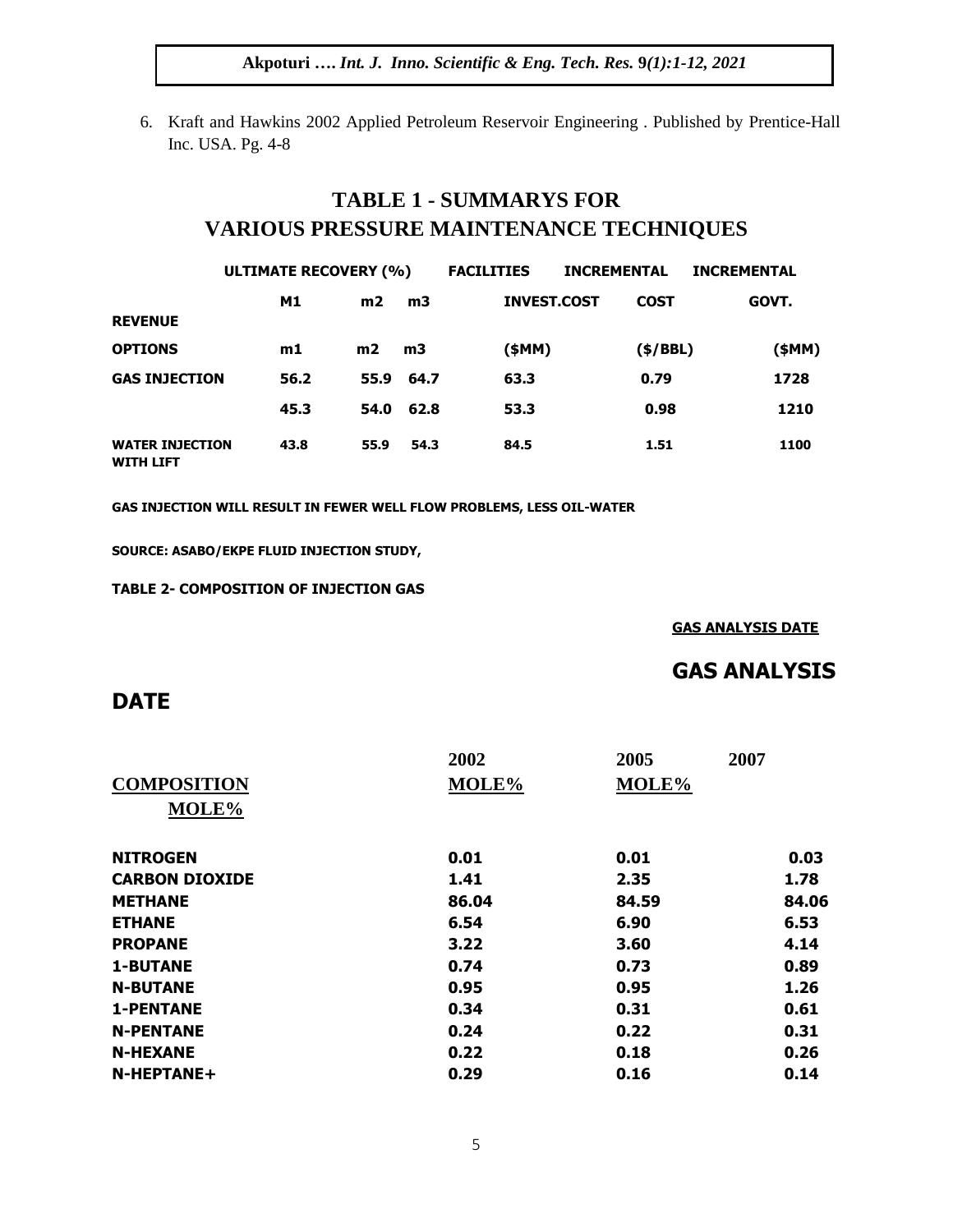6. Kraft and Hawkins 2002 Applied Petroleum Reservoir Engineering . Published by Prentice-Hall Inc. USA. Pg. 4-8

## TABLE 1 - SUMMARYS FOR VARIOUS PRESSURE MAINTENANCE TECHNIQUES

| | ULTIMATE RECOVERY (%) | | | FACILITIES | INCREMENTAL | INCREMENTAL |
|---|---|---|---|---|---|---|
| | M1 | m2 | m3 | INVEST.COST | COST | GOVT. |
| REVENUE | | | | | | |
| OPTIONS | m1 | m2 | m3 | ($MM) | ($/BBL) | ($MM) |
| GAS INJECTION | 56.2 | 55.9 | 64.7 | 63.3 | 0.79 | 1728 |
| | 45.3 | 54.0 | 62.8 | 53.3 | 0.98 | 1210 |
| WATER INJECTION WITH LIFT | 43.8 | 55.9 | 54.3 | 84.5 | 1.51 | 1100 |

**GAS INJECTION WILL RESULT IN FEWER WELL FLOW PROBLEMS, LESS OIL-WATER**

**SOURCE: ASABO/EKPE FLUID INJECTION STUDY,**

**TABLE 2- COMPOSITION OF INJECTION GAS**

**GAS ANALYSIS DATE**

## GAS ANALYSIS

## DATE

| COMPOSITION | 2002 MOLE% | 2005 MOLE% | 2007 MOLE% |
|---|---|---|---|
| NITROGEN | 0.01 | 0.01 | 0.03 |
| CARBON DIOXIDE | 1.41 | 2.35 | 1.78 |
| METHANE | 86.04 | 84.59 | 84.06 |
| ETHANE | 6.54 | 6.90 | 6.53 |
| PROPANE | 3.22 | 3.60 | 4.14 |
| 1-BUTANE | 0.74 | 0.73 | 0.89 |
| N-BUTANE | 0.95 | 0.95 | 1.26 |
| 1-PENTANE | 0.34 | 0.31 | 0.61 |
| N-PENTANE | 0.24 | 0.22 | 0.31 |
| N-HEXANE | 0.22 | 0.18 | 0.26 |
| N-HEPTANE+ | 0.29 | 0.16 | 0.14 |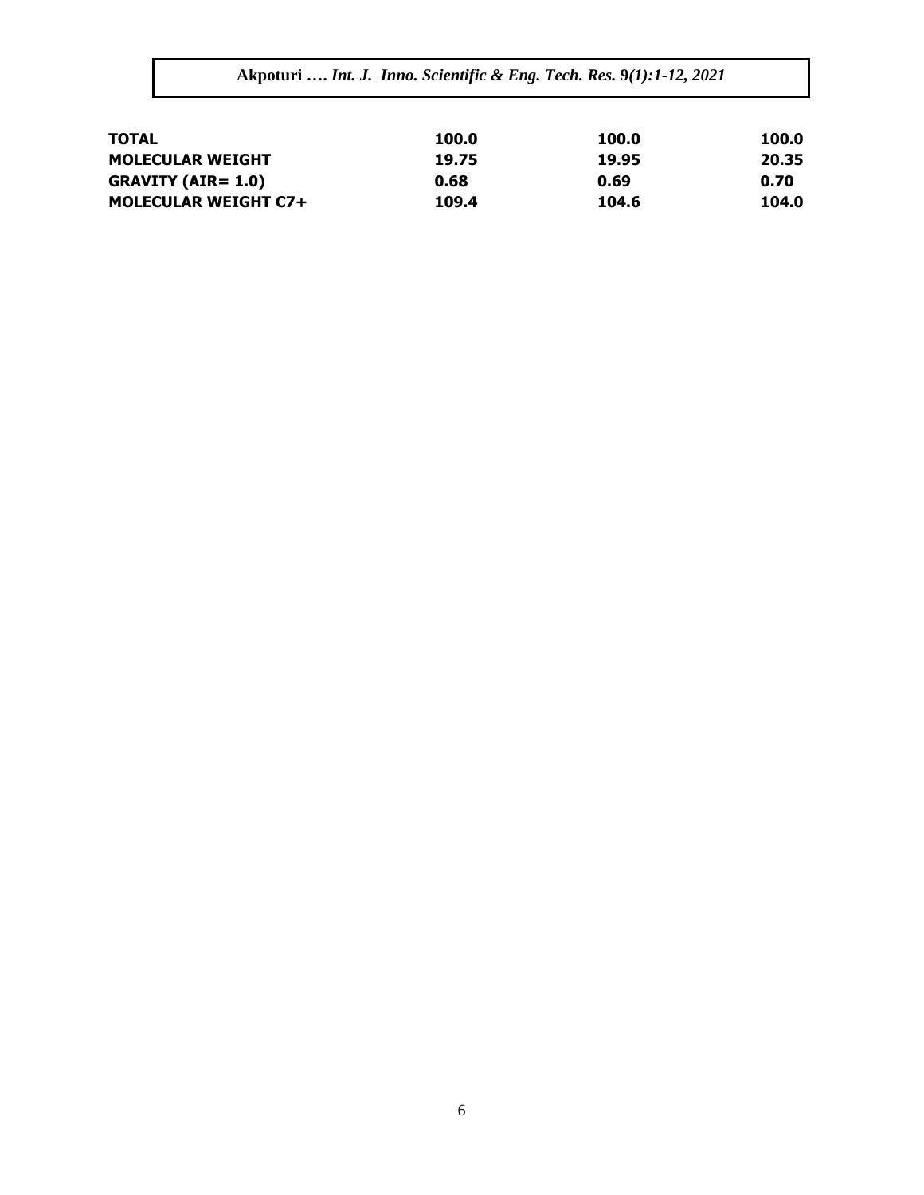| | | | |
|---|---|---|---|
| **TOTAL** | **100.0** | **100.0** | **100.0** |
| **MOLECULAR WEIGHT** | **19.75** | **19.95** | **20.35** |
| **GRAVITY (AIR= 1.0)** | **0.68** | **0.69** | **0.70** |
| **MOLECULAR WEIGHT C7+** | **109.4** | **104.6** | **104.0** |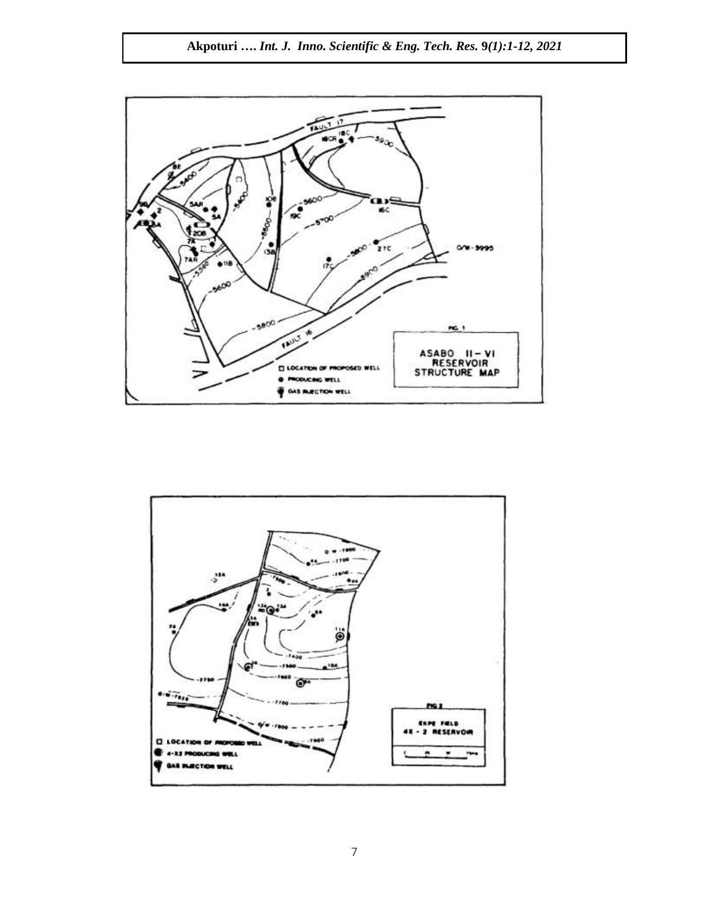FIG. 1 ASABO II – VI RESERVOIR STRUCTURE MAP

FIG 2 EKPE FIELD 4X - 2 RESERVOIR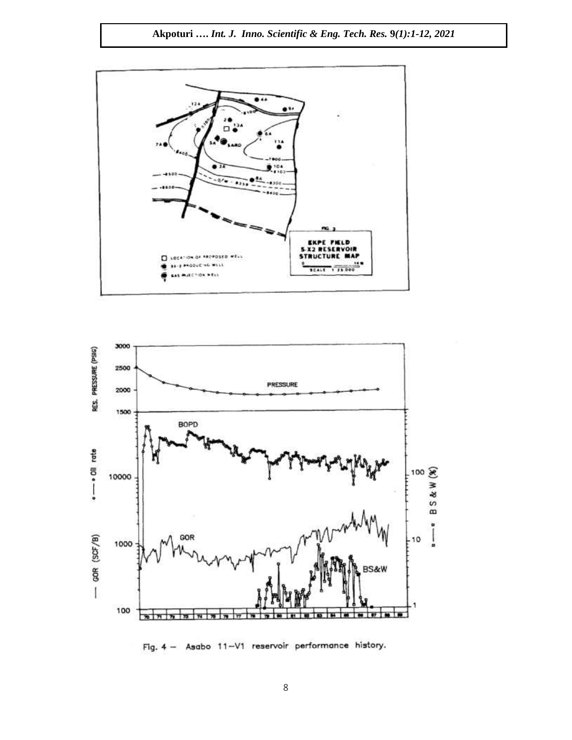Fig. 4 — Asabo 11–V1 reservoir performance history.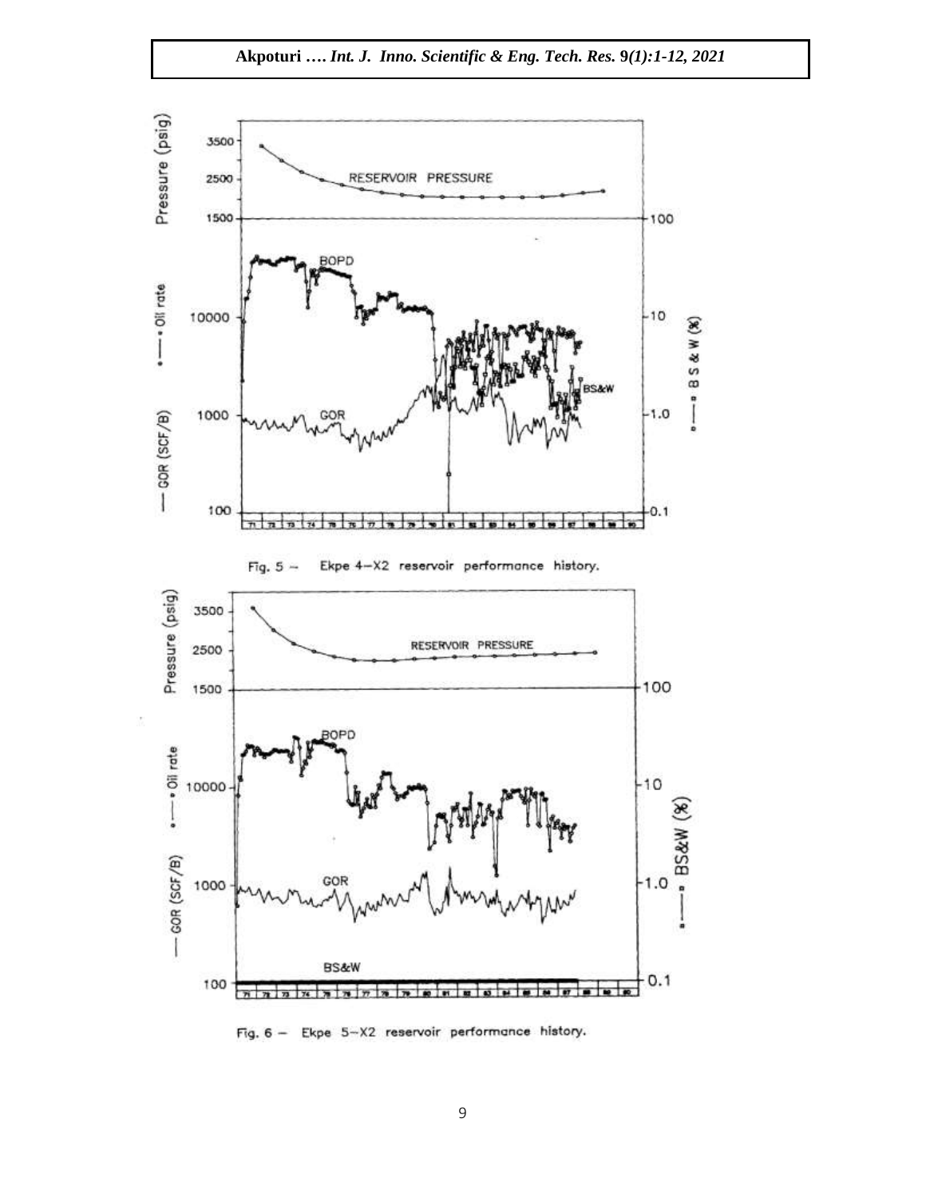Fig. 5 — Ekpe 4-X2 reservoir performance history.

Fig. 6 — Ekpe 5-X2 reservoir performance history.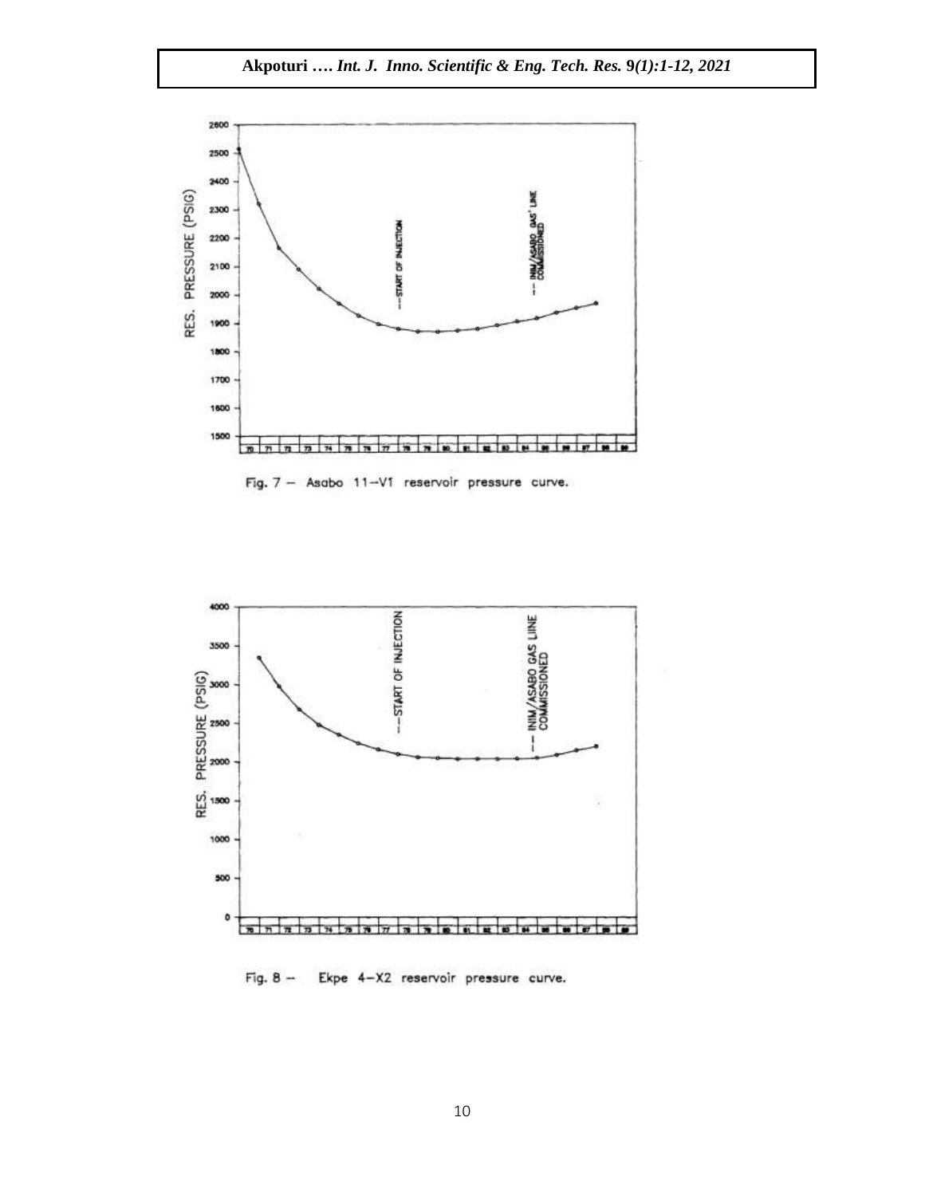Fig. 7 – Asabo 11–V1 reservoir pressure curve.

Fig. 8 – Ekpe 4–X2 reservoir pressure curve.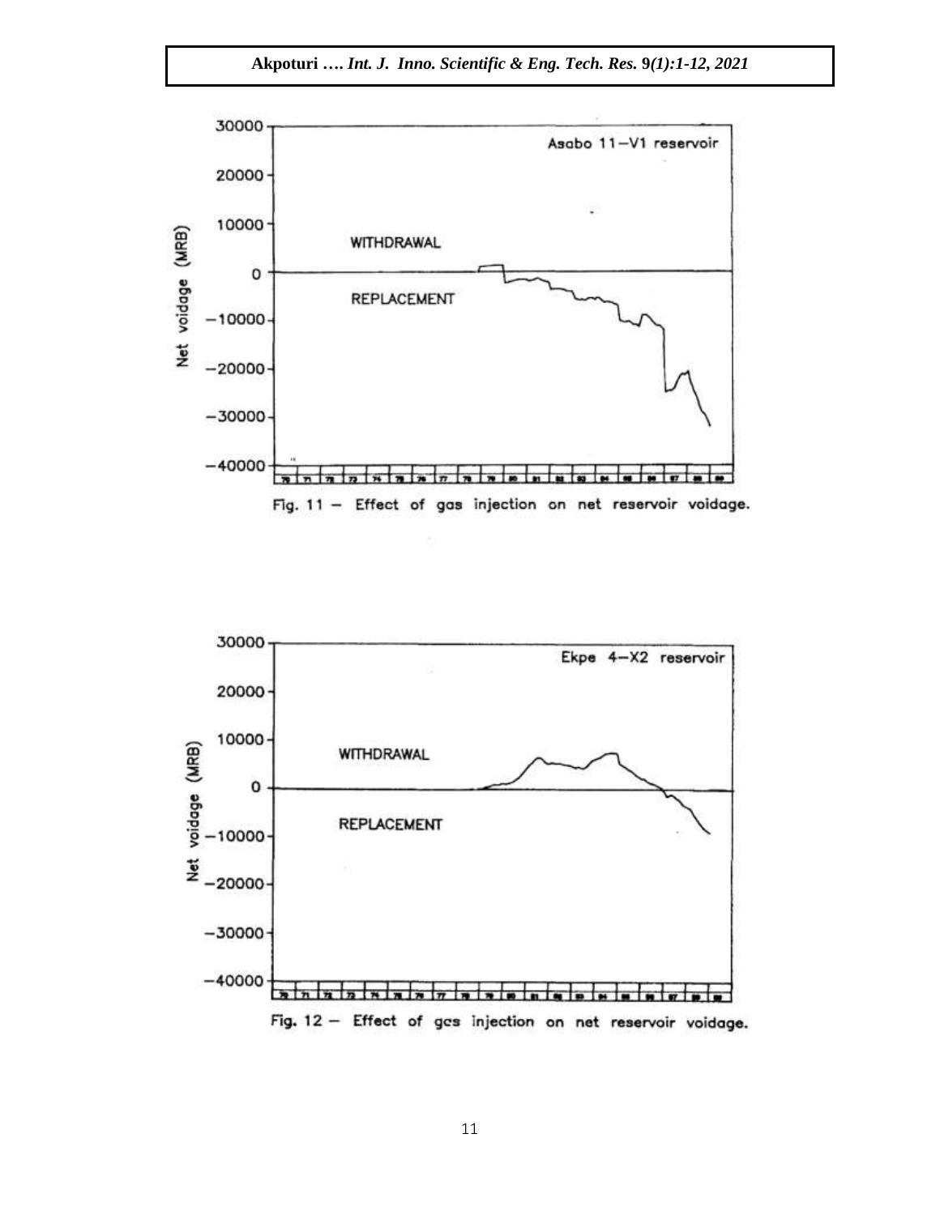Fig. 11 — Effect of gas injection on net reservoir voidage.

Fig. 12 — Effect of gas injection on net reservoir voidage.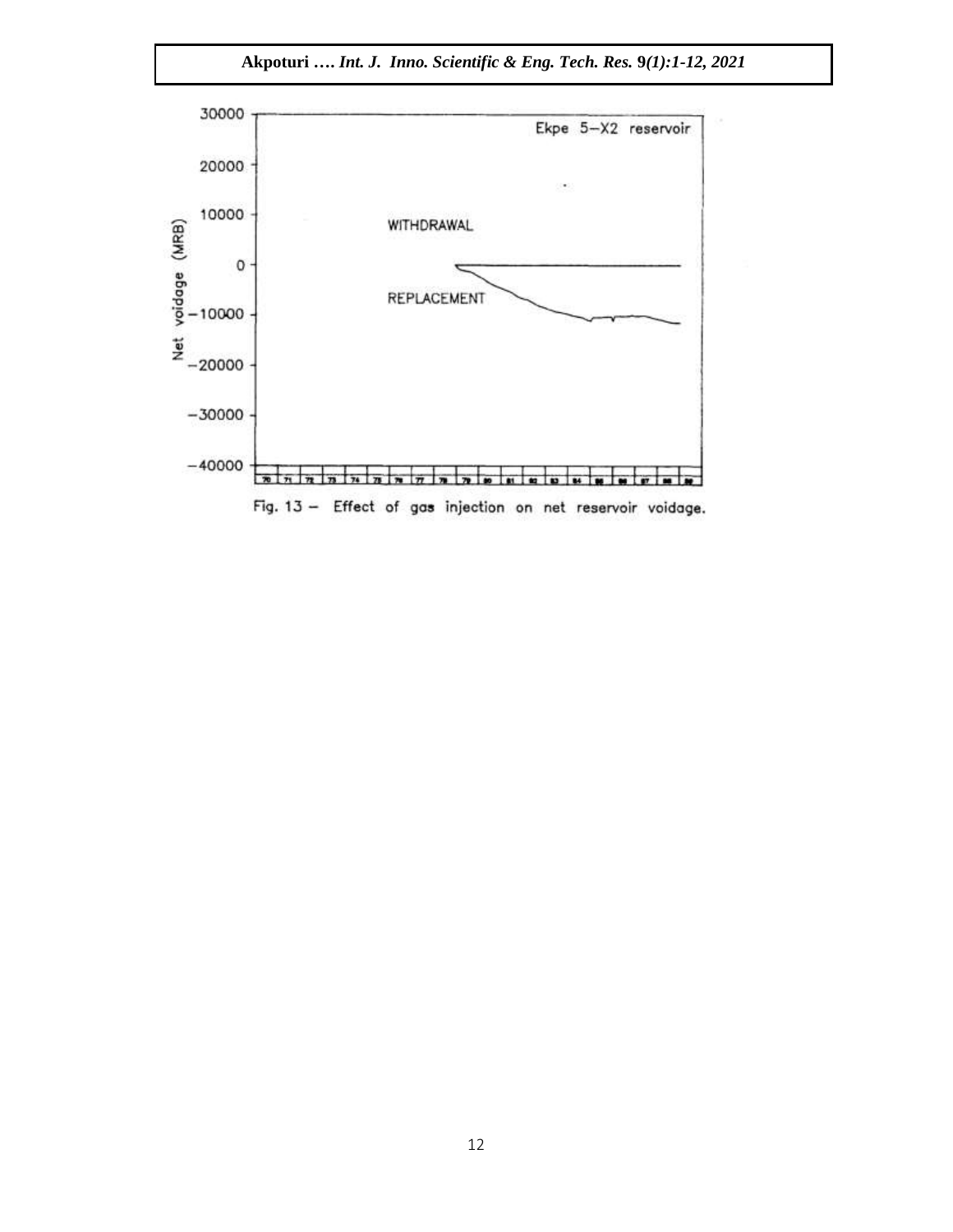30000

20000

10000

0

−10000

−20000

−30000

−40000

Net voidage (MRB)

Ekpe 5−X2 reservoir

WITHDRAWAL

REPLACEMENT

70 71 72 73 74 75 76 77 78 79 80 81 82 83 84 85 86 87 88 89

Fig. 13 − Effect of gas injection on net reservoir voidage.